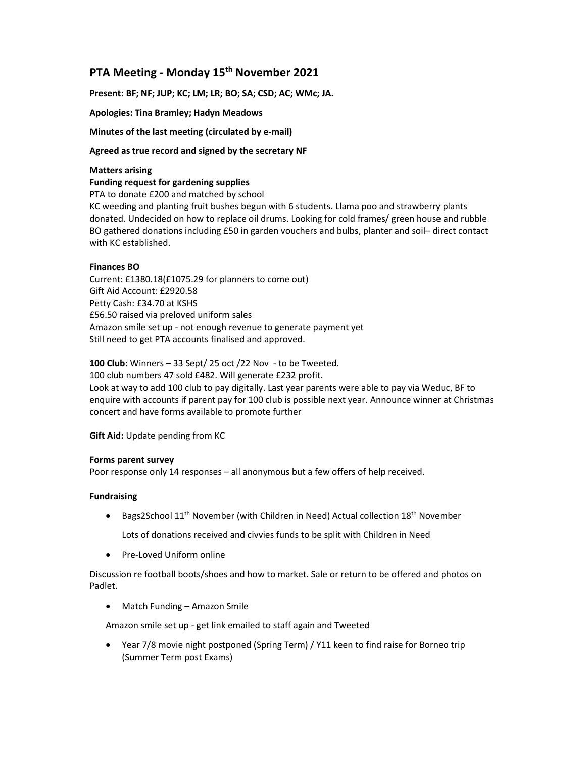# PTA Meeting - Monday 15th November 2021

**Present: BF; NF; JUP; KC; LM; LR; BO; SA; CSD; AC; WMc; JA.**

**Apologies: Tina Bramley; Hadyn Meadows**

**Minutes of the last meeting (circulated by e-mail)**

**Agreed as true record and signed by the secretary NF**

**Matters arising**

**Funding request for gardening supplies**

PTA to donate £200 and matched by school

KC weeding and planting fruit bushes begun with 6 students. Llama poo and strawberry plants donated. Undecided on how to replace oil drums. Looking for cold frames/ green house and rubble

BO gathered donations including £50 in garden vouchers and bulbs, planter and soil– direct contact with KC established.

**Finances BO**

Current: £1380.18(£1075.29 for planners to come out)

Gift Aid Account: £2920.58

Petty Cash: £34.70 at KSHS

£56.50 raised via preloved uniform sales

Amazon smile set up - not enough revenue to generate payment yet

Still need to get PTA accounts finalised and approved.

**100 Club:** Winners – 33 Sept/ 25 oct /22 Nov - to be Tweeted.

100 club numbers 47 sold £482. Will generate £232 profit.

Look at way to add 100 club to pay digitally. Last year parents were able to pay via Weduc, BF to enquire with accounts if parent pay for 100 club is possible next year. Announce winner at Christmas concert and have forms available to promote further

**Gift Aid:** Update pending from KC

**Forms parent survey**

Poor response only 14 responses – all anonymous but a few offers of help received.

**Fundraising**

- Bags2School 11th November (with Children in Need) Actual collection 18th November

  Lots of donations received and civvies funds to be split with Children in Need

- Pre-Loved Uniform online

Discussion re football boots/shoes and how to market. Sale or return to be offered and photos on Padlet.

- Match Funding – Amazon Smile

  Amazon smile set up - get link emailed to staff again and Tweeted

- Year 7/8 movie night postponed (Spring Term) / Y11 keen to find raise for Borneo trip (Summer Term post Exams)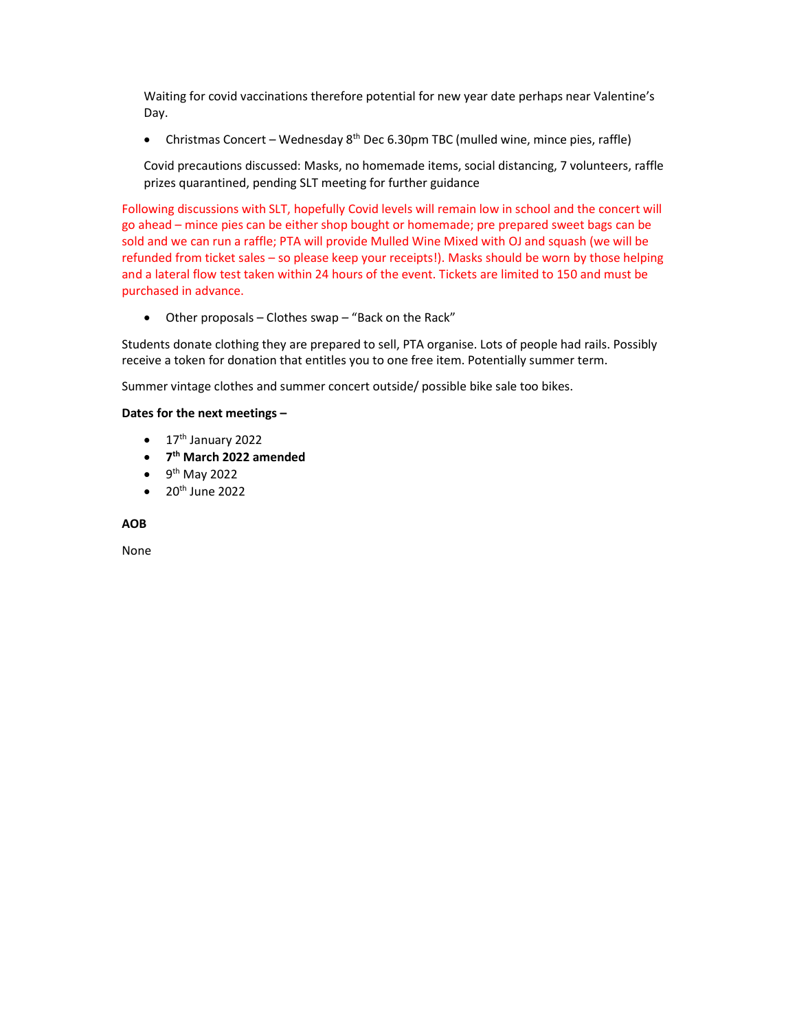Waiting for covid vaccinations therefore potential for new year date perhaps near Valentine's Day.

- Christmas Concert – Wednesday 8th Dec 6.30pm TBC (mulled wine, mince pies, raffle)

Covid precautions discussed: Masks, no homemade items, social distancing, 7 volunteers, raffle prizes quarantined, pending SLT meeting for further guidance

Following discussions with SLT, hopefully Covid levels will remain low in school and the concert will go ahead – mince pies can be either shop bought or homemade; pre prepared sweet bags can be sold and we can run a raffle; PTA will provide Mulled Wine Mixed with OJ and squash (we will be refunded from ticket sales – so please keep your receipts!). Masks should be worn by those helping and a lateral flow test taken within 24 hours of the event. Tickets are limited to 150 and must be purchased in advance.

- Other proposals – Clothes swap – "Back on the Rack"

Students donate clothing they are prepared to sell, PTA organise. Lots of people had rails. Possibly receive a token for donation that entitles you to one free item. Potentially summer term.

Summer vintage clothes and summer concert outside/ possible bike sale too bikes.

**Dates for the next meetings –**

- 17th January 2022
- **7th March 2022 amended**
- 9th May 2022
- 20th June 2022

**AOB**

None